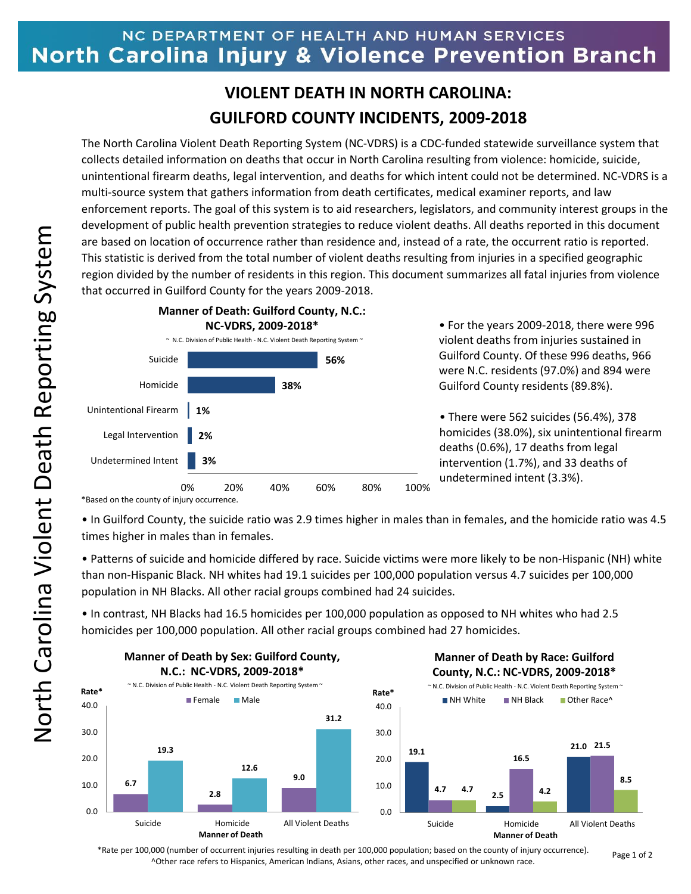NC DEPARTMENT OF HEALTH AND HUMAN SERVICES

North Carolina Injury & Violence Prevention Branch

# VIOLENT DEATH IN NORTH CAROLINA: GUILFORD COUNTY INCIDENTS, 2009-2018

The North Carolina Violent Death Reporting System (NC-VDRS) is a CDC-funded statewide surveillance system that collects detailed information on deaths that occur in North Carolina resulting from violence: homicide, suicide, unintentional firearm deaths, legal intervention, and deaths for which intent could not be determined. NC-VDRS is a multi-source system that gathers information from death certificates, medical examiner reports, and law enforcement reports. The goal of this system is to aid researchers, legislators, and community interest groups in the development of public health prevention strategies to reduce violent deaths. All deaths reported in this document are based on location of occurrence rather than residence and, instead of a rate, the occurrent ratio is reported. This statistic is derived from the total number of violent deaths resulting from injuries in a specified geographic region divided by the number of residents in this region. This document summarizes all fatal injuries from violence that occurred in Guilford County for the years 2009-2018.

**Manner of Death: Guilford County, N.C.: NC-VDRS, 2009-2018***

~ N.C. Division of Public Health - N.C. Violent Death Reporting System ~

| Manner of Death | Percent |
|---|---|
| Suicide | 56% |
| Homicide | 38% |
| Unintentional Firearm | 1% |
| Legal Intervention | 2% |
| Undetermined Intent | 3% |

*Based on the county of injury occurrence.

- For the years 2009-2018, there were 996 violent deaths from injuries sustained in Guilford County. Of these 996 deaths, 966 were N.C. residents (97.0%) and 894 were Guilford County residents (89.8%).

- There were 562 suicides (56.4%), 378 homicides (38.0%), six unintentional firearm deaths (0.6%), 17 deaths from legal intervention (1.7%), and 33 deaths of undetermined intent (3.3%).

- In Guilford County, the suicide ratio was 2.9 times higher in males than in females, and the homicide ratio was 4.5 times higher in males than in females.

- Patterns of suicide and homicide differed by race. Suicide victims were more likely to be non-Hispanic (NH) white than non-Hispanic Black. NH whites had 19.1 suicides per 100,000 population versus 4.7 suicides per 100,000 population in NH Blacks. All other racial groups combined had 24 suicides.

- In contrast, NH Blacks had 16.5 homicides per 100,000 population as opposed to NH whites who had 2.5 homicides per 100,000 population. All other racial groups combined had 27 homicides.

**Manner of Death by Sex: Guilford County, N.C.: NC-VDRS, 2009-2018***

~ N.C. Division of Public Health - N.C. Violent Death Reporting System ~

| Manner of Death | Female (Rate*) | Male (Rate*) |
|---|---|---|
| Suicide | 6.7 | 19.3 |
| Homicide | 2.8 | 12.6 |
| All Violent Deaths | 9.0 | 31.2 |

**Manner of Death by Race: Guilford County, N.C.: NC-VDRS, 2009-2018***

~ N.C. Division of Public Health - N.C. Violent Death Reporting System ~

| Manner of Death | NH White (Rate*) | NH Black (Rate*) | Other Race^ (Rate*) |
|---|---|---|---|
| Suicide | 19.1 | 4.7 | 4.7 |
| Homicide | 2.5 | 16.5 | 4.2 |
| All Violent Deaths | 21.0 | 21.5 | 8.5 |

*Rate per 100,000 (number of occurrent injuries resulting in death per 100,000 population; based on the county of injury occurrence).

^Other race refers to Hispanics, American Indians, Asians, other races, and unspecified or unknown race.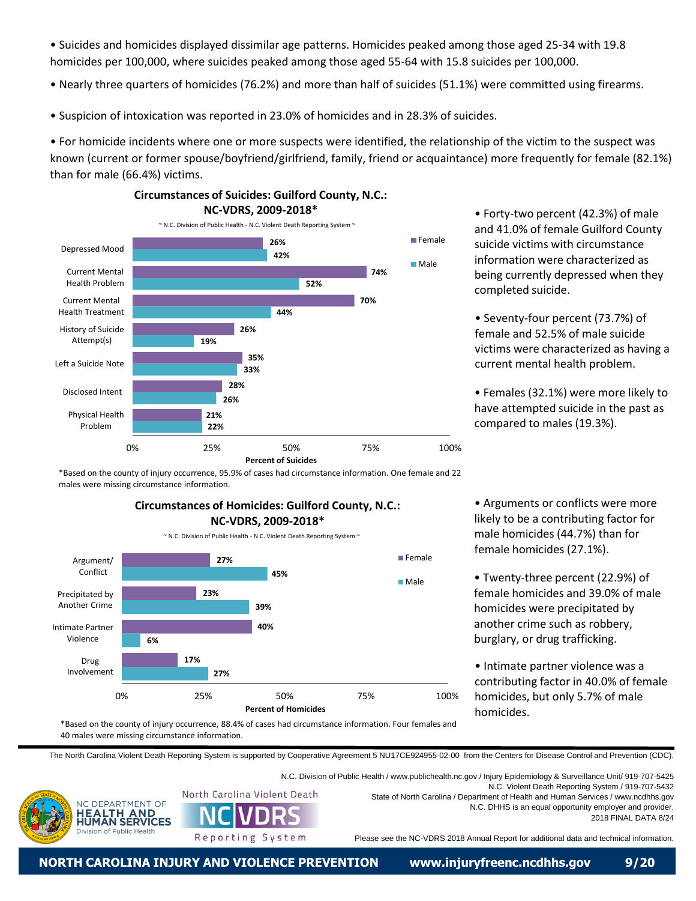• Suicides and homicides displayed dissimilar age patterns. Homicides peaked among those aged 25-34 with 19.8 homicides per 100,000, where suicides peaked among those aged 55-64 with 15.8 suicides per 100,000.

• Nearly three quarters of homicides (76.2%) and more than half of suicides (51.1%) were committed using firearms.

• Suspicion of intoxication was reported in 23.0% of homicides and in 28.3% of suicides.

• For homicide incidents where one or more suspects were identified, the relationship of the victim to the suspect was known (current or former spouse/boyfriend/girlfriend, family, friend or acquaintance) more frequently for female (82.1%) than for male (66.4%) victims.

**Circumstances of Suicides: Guilford County, N.C.: NC-VDRS, 2009-2018***

~ N.C. Division of Public Health - N.C. Violent Death Reporting System ~

Female
Male

Depressed Mood: 26%, 42%
Current Mental Health Problem: 74%, 52%
Current Mental Health Treatment: 70%, 44%
History of Suicide Attempt(s): 26%, 19%
Left a Suicide Note: 35%, 33%
Disclosed Intent: 28%, 26%
Physical Health Problem: 21%, 22%

0% 25% 50% 75% 100%
Percent of Suicides

*Based on the county of injury occurrence, 95.9% of cases had circumstance information. One female and 22 males were missing circumstance information.

• Forty-two percent (42.3%) of male and 41.0% of female Guilford County suicide victims with circumstance information were characterized as being currently depressed when they completed suicide.

• Seventy-four percent (73.7%) of female and 52.5% of male suicide victims were characterized as having a current mental health problem.

• Females (32.1%) were more likely to have attempted suicide in the past as compared to males (19.3%).

**Circumstances of Homicides: Guilford County, N.C.: NC-VDRS, 2009-2018***

~ N.C. Division of Public Health - N.C. Violent Death Reporting System ~

Female
Male

Argument/ Conflict: 27%, 45%
Precipitated by Another Crime: 23%, 39%
Intimate Partner Violence: 40%, 6%
Drug Involvement: 17%, 27%

0% 25% 50% 75% 100%
Percent of Homicides

*Based on the county of injury occurrence, 88.4% of cases had circumstance information. Four females and 40 males were missing circumstance information.

• Arguments or conflicts were more likely to be a contributing factor for male homicides (44.7%) than for female homicides (27.1%).

• Twenty-three percent (22.9%) of female homicides and 39.0% of male homicides were precipitated by another crime such as robbery, burglary, or drug trafficking.

• Intimate partner violence was a contributing factor in 40.0% of female homicides, but only 5.7% of male homicides.

The North Carolina Violent Death Reporting System is supported by Cooperative Agreement 5 NU17CE924955-02-00 from the Centers for Disease Control and Prevention (CDC).

N.C. Division of Public Health / www.publichealth.nc.gov / Injury Epidemiology & Surveillance Unit/ 919-707-5425
N.C. Violent Death Reporting System / 919-707-5432
State of North Carolina / Department of Health and Human Services / www.ncdhhs.gov
N.C. DHHS is an equal opportunity employer and provider.
2018 FINAL DATA 8/24

Please see the NC-VDRS 2018 Annual Report for additional data and technical information.